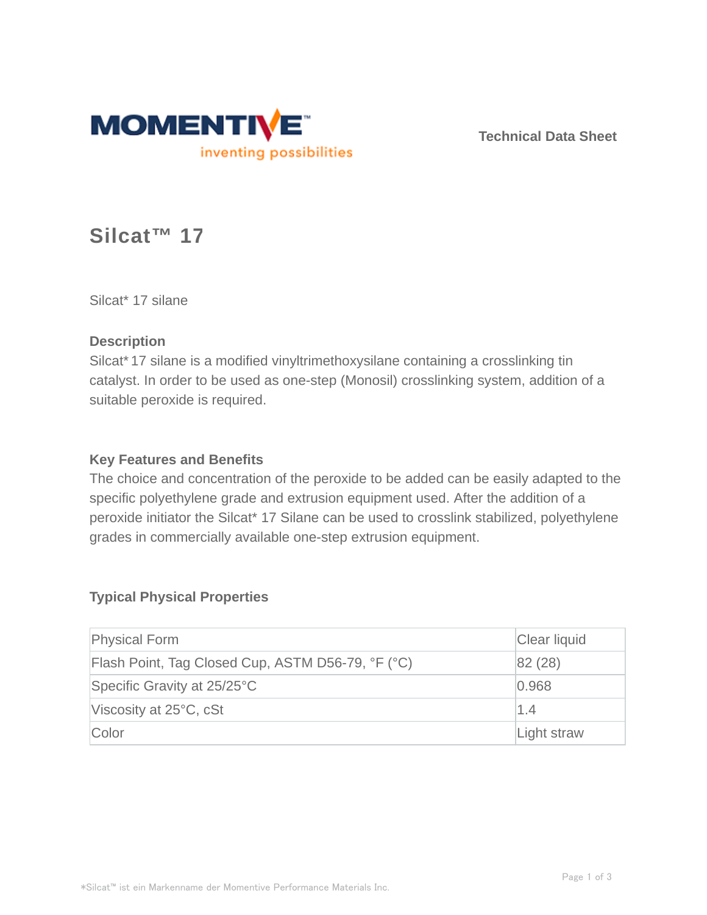MOMENTIVE

inventing possibilities

Technical Data Sheet

# Silcat™ 17

Silcat* 17 silane

## Description

Silcat* 17 silane is a modified vinyltrimethoxysilane containing a crosslinking tin catalyst. In order to be used as one-step (Monosil) crosslinking system, addition of a suitable peroxide is required.

## Key Features and Benefits

The choice and concentration of the peroxide to be added can be easily adapted to the specific polyethylene grade and extrusion equipment used. After the addition of a peroxide initiator the Silcat* 17 Silane can be used to crosslink stabilized, polyethylene grades in commercially available one-step extrusion equipment.

## Typical Physical Properties

| Property | Value |
|---|---|
| Physical Form | Clear liquid |
| Flash Point, Tag Closed Cup, ASTM D56-79, °F (°C) | 82 (28) |
| Specific Gravity at 25/25°C | 0.968 |
| Viscosity at 25°C, cSt | 1.4 |
| Color | Light straw |

*Silcat™ ist ein Markenname der Momentive Performance Materials Inc.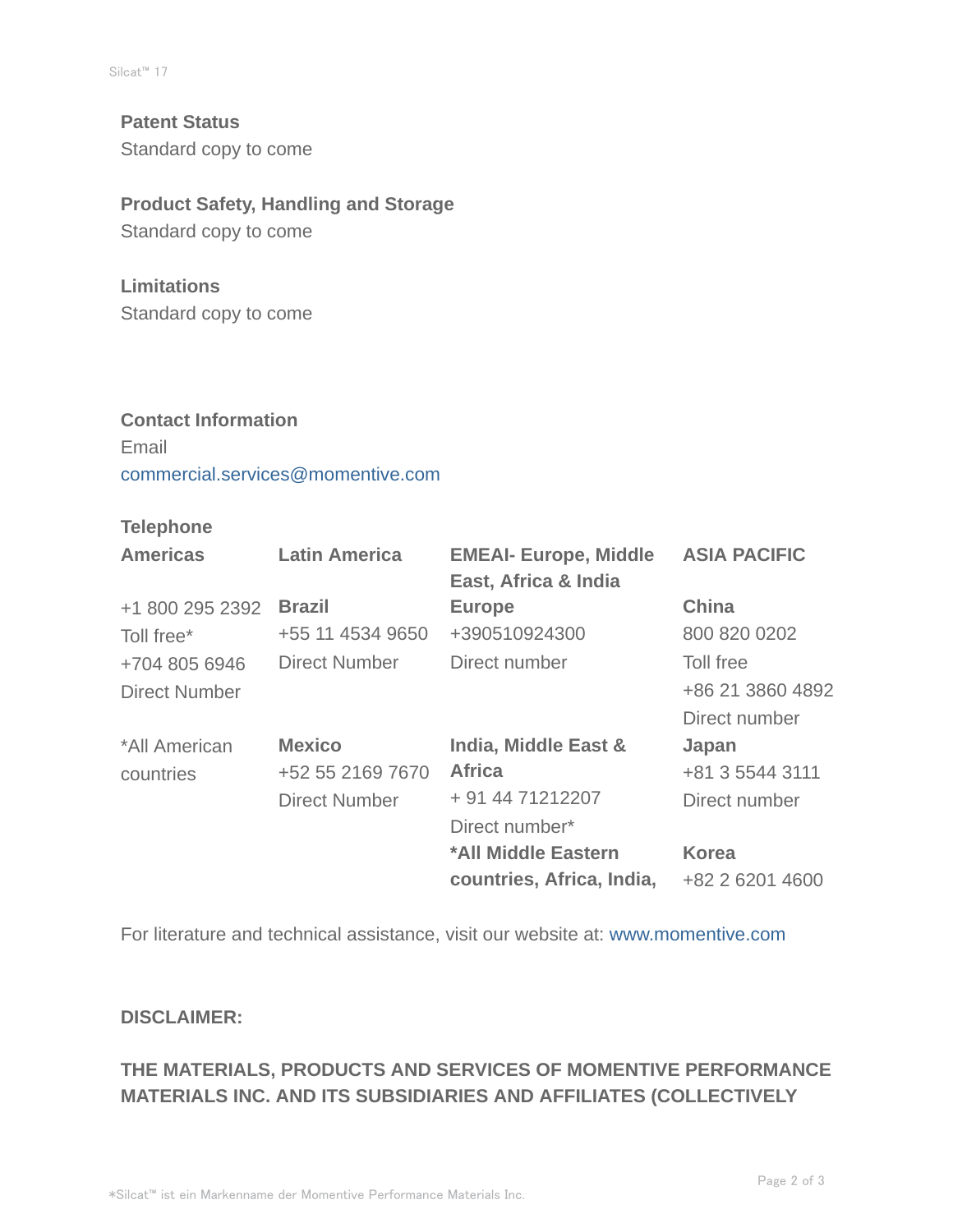**Patent Status**

Standard copy to come

**Product Safety, Handling and Storage**

Standard copy to come

**Limitations**

Standard copy to come

**Contact Information**

Email

commercial.services@momentive.com

**Telephone**

| **Americas** | **Latin America** | **EMEAI- Europe, Middle East, Africa & India** | **ASIA PACIFIC** |
|---|---|---|---|
| +1 800 295 2392<br>Toll free*<br>+704 805 6946<br>Direct Number | **Brazil**<br>+55 11 4534 9650<br>Direct Number | **Europe**<br>+390510924300<br>Direct number | **China**<br>800 820 0202<br>Toll free<br>+86 21 3860 4892<br>Direct number |
| *All American countries | **Mexico**<br>+52 55 2169 7670<br>Direct Number | **India, Middle East & Africa**<br>+ 91 44 71212207<br>Direct number* | **Japan**<br>+81 3 5544 3111<br>Direct number |
| | | ***All Middle Eastern countries, Africa, India,** | **Korea**<br>+82 2 6201 4600 |

For literature and technical assistance, visit our website at: www.momentive.com

**DISCLAIMER:**

**THE MATERIALS, PRODUCTS AND SERVICES OF MOMENTIVE PERFORMANCE MATERIALS INC. AND ITS SUBSIDIARIES AND AFFILIATES (COLLECTIVELY**

*Silcat™ ist ein Markenname der Momentive Performance Materials Inc.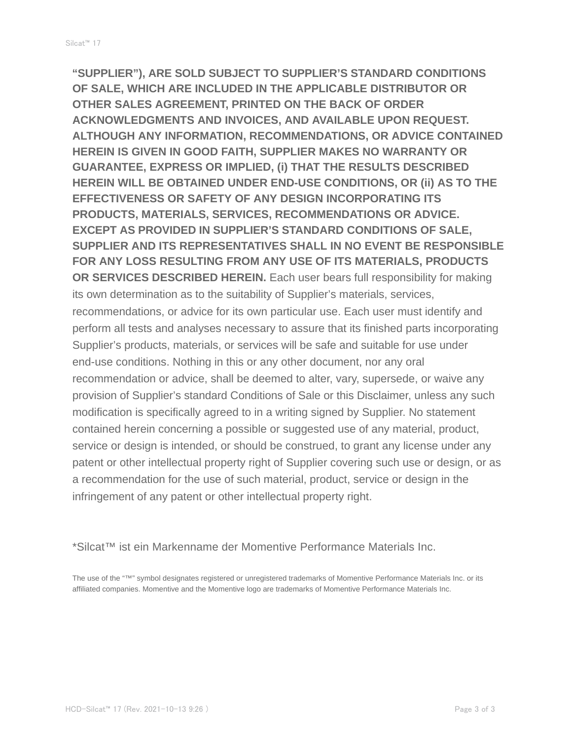**"SUPPLIER"), ARE SOLD SUBJECT TO SUPPLIER'S STANDARD CONDITIONS OF SALE, WHICH ARE INCLUDED IN THE APPLICABLE DISTRIBUTOR OR OTHER SALES AGREEMENT, PRINTED ON THE BACK OF ORDER ACKNOWLEDGMENTS AND INVOICES, AND AVAILABLE UPON REQUEST. ALTHOUGH ANY INFORMATION, RECOMMENDATIONS, OR ADVICE CONTAINED HEREIN IS GIVEN IN GOOD FAITH, SUPPLIER MAKES NO WARRANTY OR GUARANTEE, EXPRESS OR IMPLIED, (i) THAT THE RESULTS DESCRIBED HEREIN WILL BE OBTAINED UNDER END-USE CONDITIONS, OR (ii) AS TO THE EFFECTIVENESS OR SAFETY OF ANY DESIGN INCORPORATING ITS PRODUCTS, MATERIALS, SERVICES, RECOMMENDATIONS OR ADVICE. EXCEPT AS PROVIDED IN SUPPLIER'S STANDARD CONDITIONS OF SALE, SUPPLIER AND ITS REPRESENTATIVES SHALL IN NO EVENT BE RESPONSIBLE FOR ANY LOSS RESULTING FROM ANY USE OF ITS MATERIALS, PRODUCTS OR SERVICES DESCRIBED HEREIN.** Each user bears full responsibility for making its own determination as to the suitability of Supplier's materials, services, recommendations, or advice for its own particular use. Each user must identify and perform all tests and analyses necessary to assure that its finished parts incorporating Supplier's products, materials, or services will be safe and suitable for use under end-use conditions. Nothing in this or any other document, nor any oral recommendation or advice, shall be deemed to alter, vary, supersede, or waive any provision of Supplier's standard Conditions of Sale or this Disclaimer, unless any such modification is specifically agreed to in a writing signed by Supplier. No statement contained herein concerning a possible or suggested use of any material, product, service or design is intended, or should be construed, to grant any license under any patent or other intellectual property right of Supplier covering such use or design, or as a recommendation for the use of such material, product, service or design in the infringement of any patent or other intellectual property right.

*Silcat™ ist ein Markenname der Momentive Performance Materials Inc.

The use of the "™" symbol designates registered or unregistered trademarks of Momentive Performance Materials Inc. or its affiliated companies. Momentive and the Momentive logo are trademarks of Momentive Performance Materials Inc.